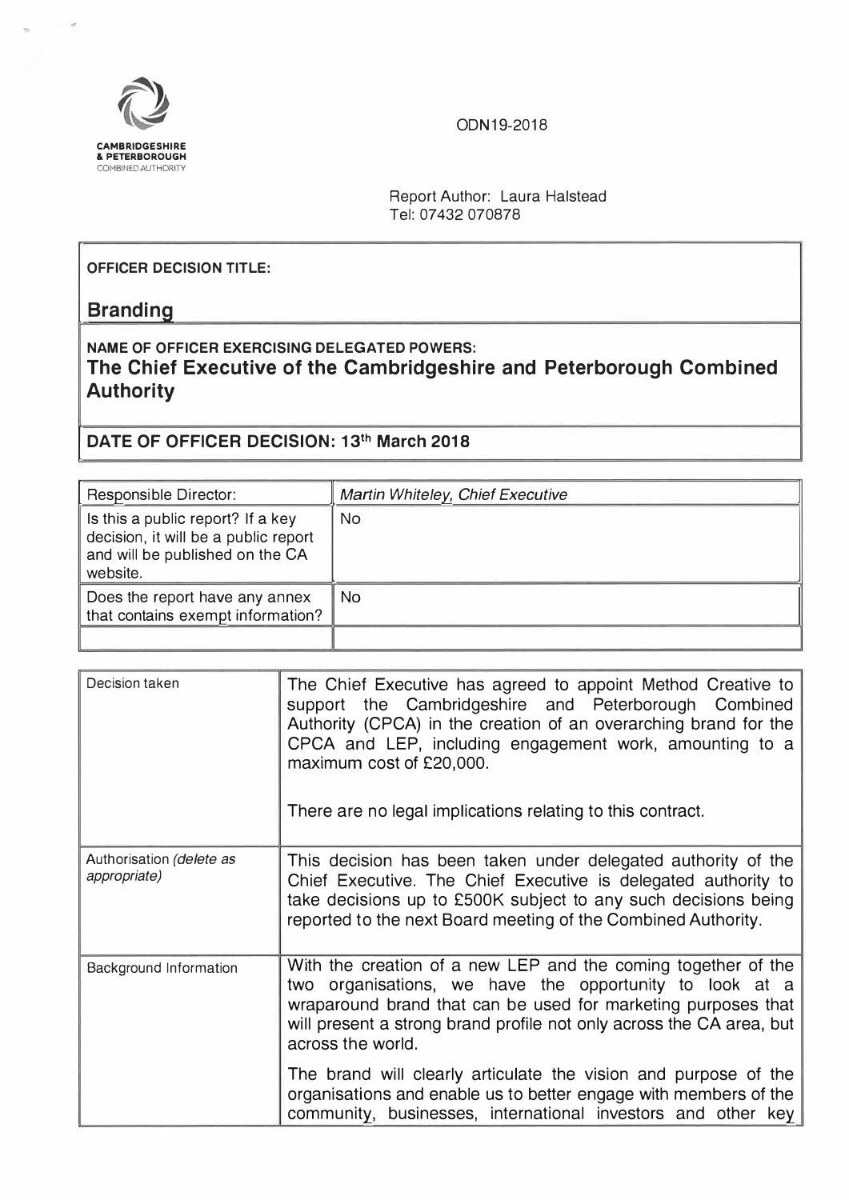CAMBRIDGESHIRE & PETERBOROUGH COMBINED AUTHORITY

ODN19-2018

Report Author: Laura Halstead
Tel: 07432 070878

**OFFICER DECISION TITLE:**

## Branding

**NAME OF OFFICER EXERCISING DELEGATED POWERS:**

**The Chief Executive of the Cambridgeshire and Peterborough Combined Authority**

**DATE OF OFFICER DECISION: 13th March 2018**

| Responsible Director: | *Martin Whiteley, Chief Executive* |
|---|---|
| Is this a public report? If a key decision, it will be a public report and will be published on the CA website. | No |
| Does the report have any annex that contains exempt information? | No |
| | |

| | |
|---|---|
| Decision taken | The Chief Executive has agreed to appoint Method Creative to support the Cambridgeshire and Peterborough Combined Authority (CPCA) in the creation of an overarching brand for the CPCA and LEP, including engagement work, amounting to a maximum cost of £20,000.<br><br>There are no legal implications relating to this contract. |
| Authorisation *(delete as appropriate)* | This decision has been taken under delegated authority of the Chief Executive. The Chief Executive is delegated authority to take decisions up to £500K subject to any such decisions being reported to the next Board meeting of the Combined Authority. |
| Background Information | With the creation of a new LEP and the coming together of the two organisations, we have the opportunity to look at a wraparound brand that can be used for marketing purposes that will present a strong brand profile not only across the CA area, but across the world.<br><br>The brand will clearly articulate the vision and purpose of the organisations and enable us to better engage with members of the community, businesses, international investors and other key |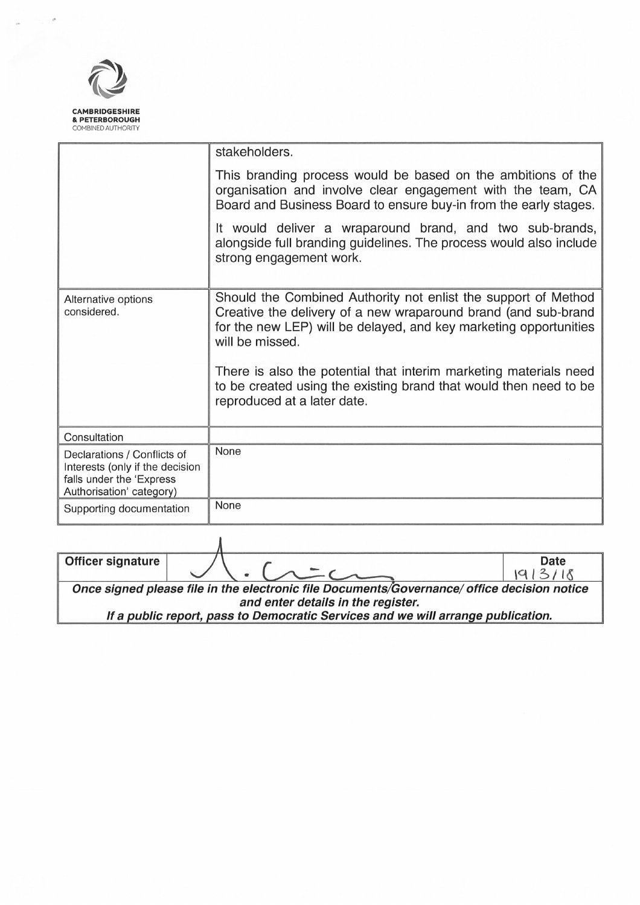| | |
|---|---|
| | stakeholders.<br><br>This branding process would be based on the ambitions of the organisation and involve clear engagement with the team, CA Board and Business Board to ensure buy-in from the early stages.<br><br>It would deliver a wraparound brand, and two sub-brands, alongside full branding guidelines. The process would also include strong engagement work. |
| Alternative options considered. | Should the Combined Authority not enlist the support of Method Creative the delivery of a new wraparound brand (and sub-brand for the new LEP) will be delayed, and key marketing opportunities will be missed.<br><br>There is also the potential that interim marketing materials need to be created using the existing brand that would then need to be reproduced at a later date. |
| Consultation | |
| Declarations / Conflicts of Interests (only if the decision falls under the 'Express Authorisation' category) | None |
| Supporting documentation | None |

| **Officer signature** | A. C... | **Date** 19/3/18 |
|---|---|---|
| ***Once signed please file in the electronic file Documents/Governance/ office decision notice and enter details in the register.*** ***If a public report, pass to Democratic Services and we will arrange publication.*** | | |